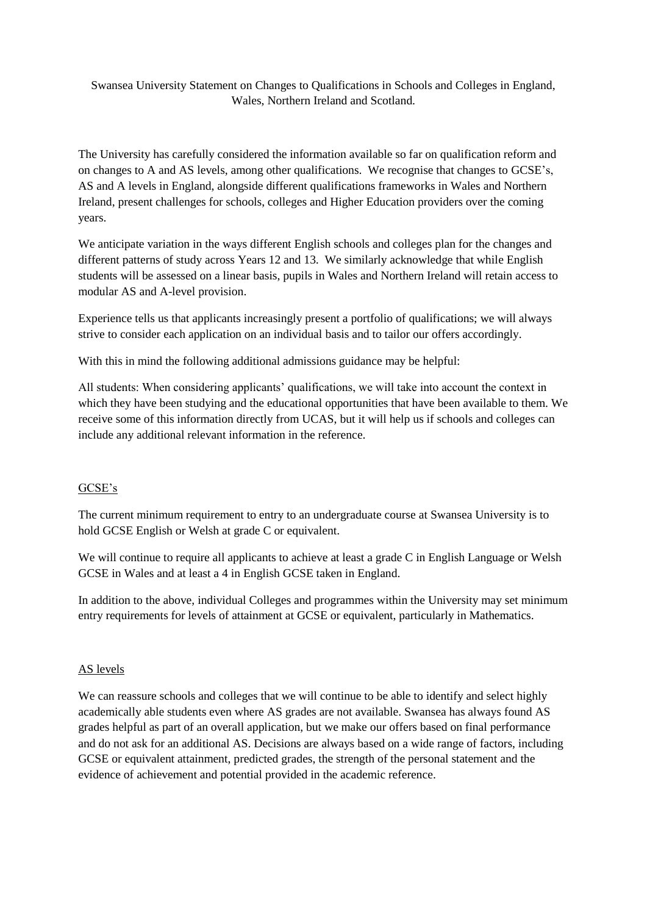Swansea University Statement on Changes to Qualifications in Schools and Colleges in England, Wales, Northern Ireland and Scotland.

The University has carefully considered the information available so far on qualification reform and on changes to A and AS levels, among other qualifications. We recognise that changes to GCSE's, AS and A levels in England, alongside different qualifications frameworks in Wales and Northern Ireland, present challenges for schools, colleges and Higher Education providers over the coming years.

We anticipate variation in the ways different English schools and colleges plan for the changes and different patterns of study across Years 12 and 13. We similarly acknowledge that while English students will be assessed on a linear basis, pupils in Wales and Northern Ireland will retain access to modular AS and A-level provision.

Experience tells us that applicants increasingly present a portfolio of qualifications; we will always strive to consider each application on an individual basis and to tailor our offers accordingly.

With this in mind the following additional admissions guidance may be helpful:

All students: When considering applicants' qualifications, we will take into account the context in which they have been studying and the educational opportunities that have been available to them. We receive some of this information directly from UCAS, but it will help us if schools and colleges can include any additional relevant information in the reference.

## GCSE's

The current minimum requirement to entry to an undergraduate course at Swansea University is to hold GCSE English or Welsh at grade C or equivalent.

We will continue to require all applicants to achieve at least a grade C in English Language or Welsh GCSE in Wales and at least a 4 in English GCSE taken in England.

In addition to the above, individual Colleges and programmes within the University may set minimum entry requirements for levels of attainment at GCSE or equivalent, particularly in Mathematics.

## AS levels

We can reassure schools and colleges that we will continue to be able to identify and select highly academically able students even where AS grades are not available. Swansea has always found AS grades helpful as part of an overall application, but we make our offers based on final performance and do not ask for an additional AS. Decisions are always based on a wide range of factors, including GCSE or equivalent attainment, predicted grades, the strength of the personal statement and the evidence of achievement and potential provided in the academic reference.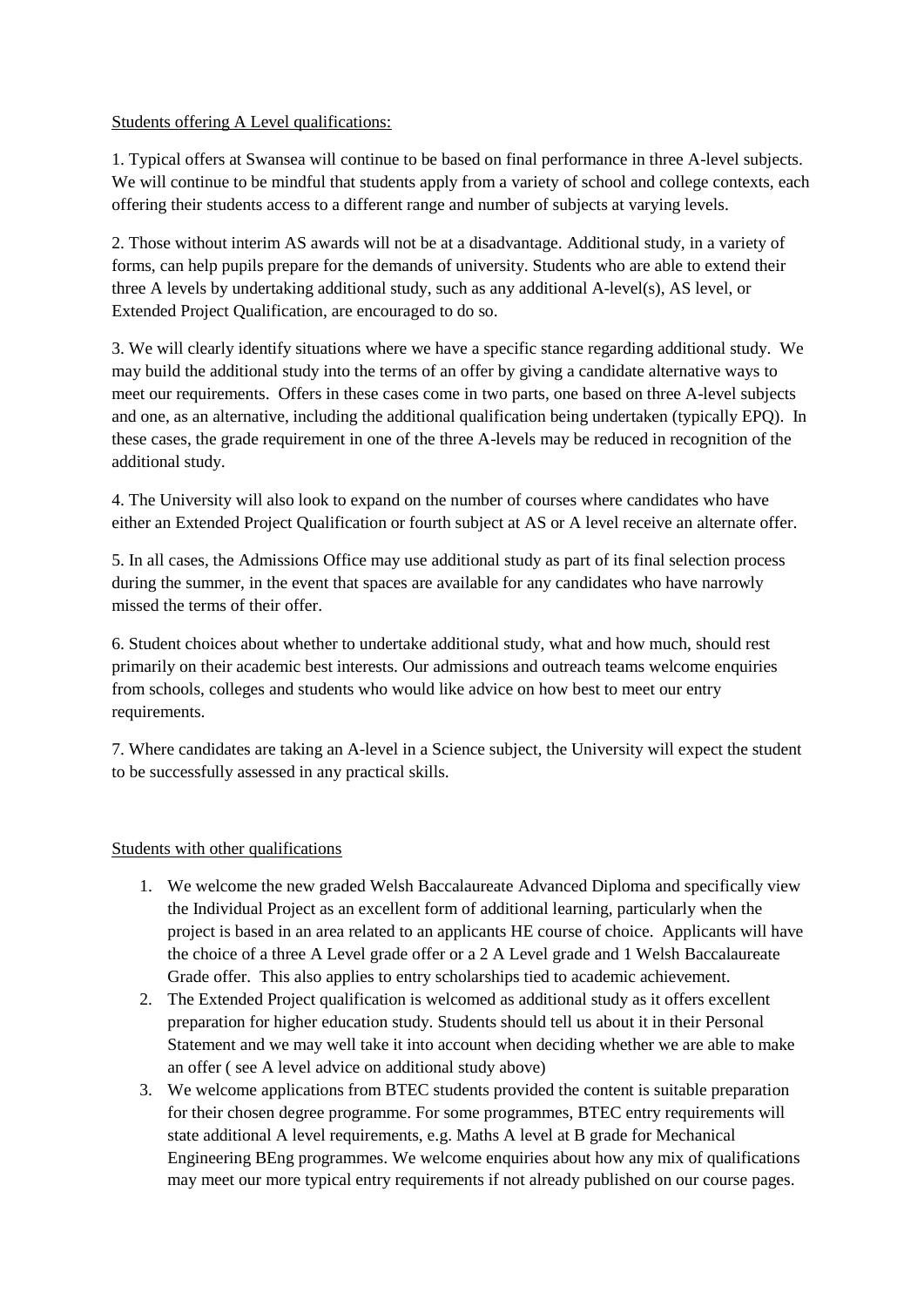Students offering A Level qualifications:

1. Typical offers at Swansea will continue to be based on final performance in three A-level subjects. We will continue to be mindful that students apply from a variety of school and college contexts, each offering their students access to a different range and number of subjects at varying levels.

2. Those without interim AS awards will not be at a disadvantage. Additional study, in a variety of forms, can help pupils prepare for the demands of university. Students who are able to extend their three A levels by undertaking additional study, such as any additional A-level(s), AS level, or Extended Project Qualification, are encouraged to do so.

3. We will clearly identify situations where we have a specific stance regarding additional study. We may build the additional study into the terms of an offer by giving a candidate alternative ways to meet our requirements. Offers in these cases come in two parts, one based on three A-level subjects and one, as an alternative, including the additional qualification being undertaken (typically EPQ). In these cases, the grade requirement in one of the three A-levels may be reduced in recognition of the additional study.

4. The University will also look to expand on the number of courses where candidates who have either an Extended Project Qualification or fourth subject at AS or A level receive an alternate offer.

5. In all cases, the Admissions Office may use additional study as part of its final selection process during the summer, in the event that spaces are available for any candidates who have narrowly missed the terms of their offer.

6. Student choices about whether to undertake additional study, what and how much, should rest primarily on their academic best interests. Our admissions and outreach teams welcome enquiries from schools, colleges and students who would like advice on how best to meet our entry requirements.

7. Where candidates are taking an A-level in a Science subject, the University will expect the student to be successfully assessed in any practical skills.

Students with other qualifications

1. We welcome the new graded Welsh Baccalaureate Advanced Diploma and specifically view the Individual Project as an excellent form of additional learning, particularly when the project is based in an area related to an applicants HE course of choice. Applicants will have the choice of a three A Level grade offer or a 2 A Level grade and 1 Welsh Baccalaureate Grade offer. This also applies to entry scholarships tied to academic achievement.
2. The Extended Project qualification is welcomed as additional study as it offers excellent preparation for higher education study. Students should tell us about it in their Personal Statement and we may well take it into account when deciding whether we are able to make an offer ( see A level advice on additional study above)
3. We welcome applications from BTEC students provided the content is suitable preparation for their chosen degree programme. For some programmes, BTEC entry requirements will state additional A level requirements, e.g. Maths A level at B grade for Mechanical Engineering BEng programmes. We welcome enquiries about how any mix of qualifications may meet our more typical entry requirements if not already published on our course pages.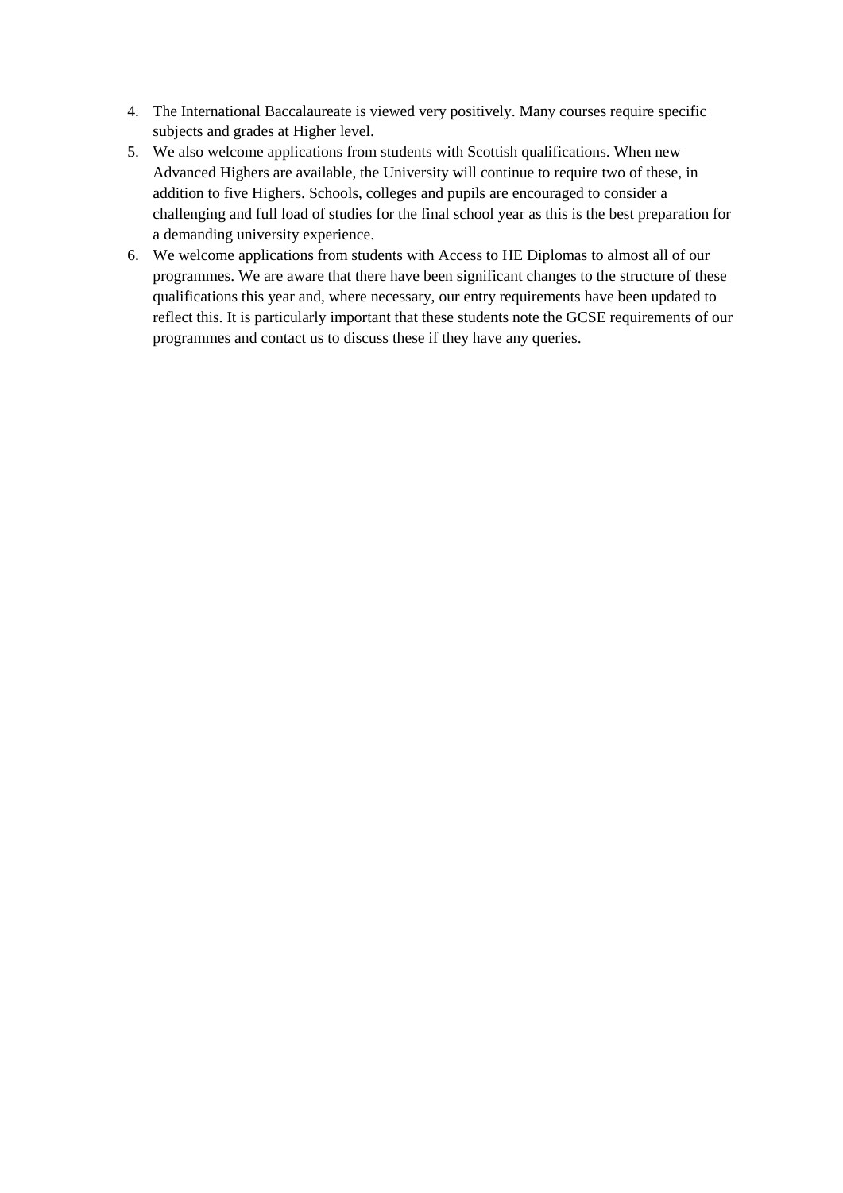4. The International Baccalaureate is viewed very positively. Many courses require specific subjects and grades at Higher level.
5. We also welcome applications from students with Scottish qualifications. When new Advanced Highers are available, the University will continue to require two of these, in addition to five Highers. Schools, colleges and pupils are encouraged to consider a challenging and full load of studies for the final school year as this is the best preparation for a demanding university experience.
6. We welcome applications from students with Access to HE Diplomas to almost all of our programmes. We are aware that there have been significant changes to the structure of these qualifications this year and, where necessary, our entry requirements have been updated to reflect this. It is particularly important that these students note the GCSE requirements of our programmes and contact us to discuss these if they have any queries.